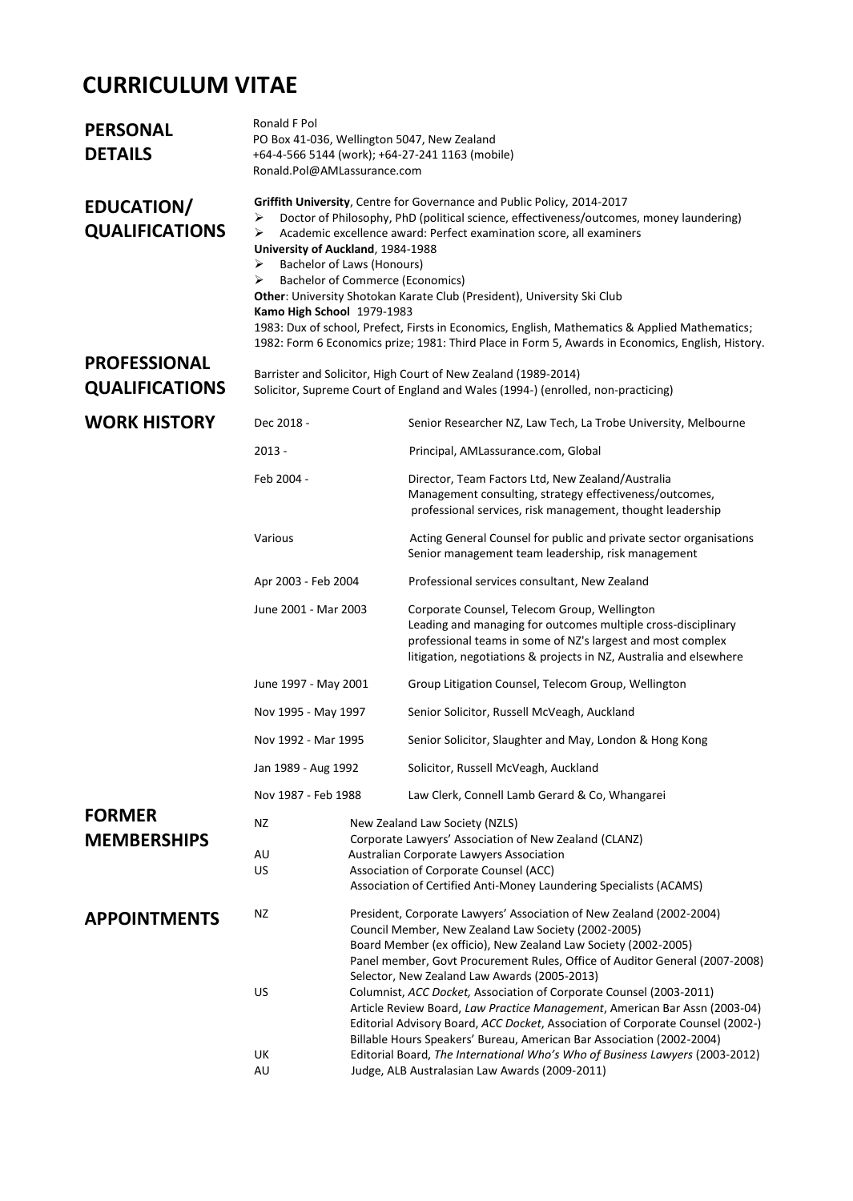# CURRICULUM VITAE

## PERSONAL DETAILS

Ronald F Pol
PO Box 41-036, Wellington 5047, New Zealand
+64-4-566 5144 (work); +64-27-241 1163 (mobile)
Ronald.Pol@AMLassurance.com

## EDUCATION/ QUALIFICATIONS

**Griffith University**, Centre for Governance and Public Policy, 2014-2017

- Doctor of Philosophy, PhD (political science, effectiveness/outcomes, money laundering)
- Academic excellence award: Perfect examination score, all examiners

**University of Auckland**, 1984-1988

- Bachelor of Laws (Honours)
- Bachelor of Commerce (Economics)

**Other**: University Shotokan Karate Club (President), University Ski Club

**Kamo High School** 1979-1983

1983: Dux of school, Prefect, Firsts in Economics, English, Mathematics & Applied Mathematics;
1982: Form 6 Economics prize; 1981: Third Place in Form 5, Awards in Economics, English, History.

## PROFESSIONAL QUALIFICATIONS

Barrister and Solicitor, High Court of New Zealand (1989-2014)
Solicitor, Supreme Court of England and Wales (1994-) (enrolled, non-practicing)

## WORK HISTORY

| | |
|---|---|
| Dec 2018 - | Senior Researcher NZ, Law Tech, La Trobe University, Melbourne |
| 2013 - | Principal, AMLassurance.com, Global |
| Feb 2004 - | Director, Team Factors Ltd, New Zealand/Australia<br>Management consulting, strategy effectiveness/outcomes, professional services, risk management, thought leadership |
| Various | Acting General Counsel for public and private sector organisations<br>Senior management team leadership, risk management |
| Apr 2003 - Feb 2004 | Professional services consultant, New Zealand |
| June 2001 - Mar 2003 | Corporate Counsel, Telecom Group, Wellington<br>Leading and managing for outcomes multiple cross-disciplinary professional teams in some of NZ's largest and most complex litigation, negotiations & projects in NZ, Australia and elsewhere |
| June 1997 - May 2001 | Group Litigation Counsel, Telecom Group, Wellington |
| Nov 1995 - May 1997 | Senior Solicitor, Russell McVeagh, Auckland |
| Nov 1992 - Mar 1995 | Senior Solicitor, Slaughter and May, London & Hong Kong |
| Jan 1989 - Aug 1992 | Solicitor, Russell McVeagh, Auckland |
| Nov 1987 - Feb 1988 | Law Clerk, Connell Lamb Gerard & Co, Whangarei |

## FORMER MEMBERSHIPS

| | |
|---|---|
| NZ | New Zealand Law Society (NZLS)<br>Corporate Lawyers' Association of New Zealand (CLANZ) |
| AU | Australian Corporate Lawyers Association |
| US | Association of Corporate Counsel (ACC)<br>Association of Certified Anti-Money Laundering Specialists (ACAMS) |

## APPOINTMENTS

| | |
|---|---|
| NZ | President, Corporate Lawyers' Association of New Zealand (2002-2004)<br>Council Member, New Zealand Law Society (2002-2005)<br>Board Member (ex officio), New Zealand Law Society (2002-2005)<br>Panel member, Govt Procurement Rules, Office of Auditor General (2007-2008)<br>Selector, New Zealand Law Awards (2005-2013) |
| US | Columnist, *ACC Docket,* Association of Corporate Counsel (2003-2011)<br>Article Review Board, *Law Practice Management*, American Bar Assn (2003-04)<br>Editorial Advisory Board, *ACC Docket*, Association of Corporate Counsel (2002-)<br>Billable Hours Speakers' Bureau, American Bar Association (2002-2004) |
| UK | Editorial Board, *The International Who's Who of Business Lawyers* (2003-2012) |
| AU | Judge, ALB Australasian Law Awards (2009-2011) |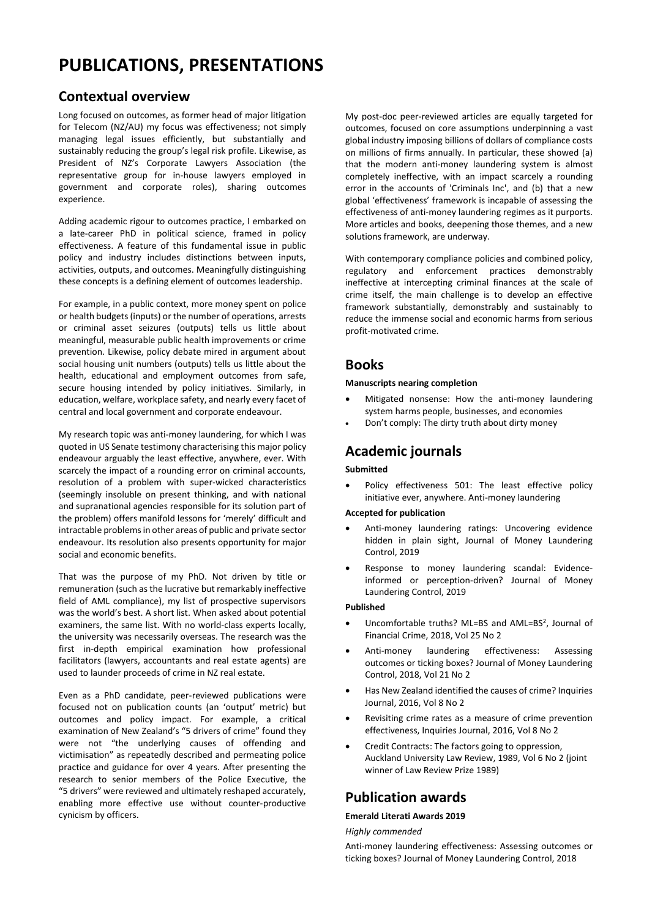# PUBLICATIONS, PRESENTATIONS

## Contextual overview

Long focused on outcomes, as former head of major litigation for Telecom (NZ/AU) my focus was effectiveness; not simply managing legal issues efficiently, but substantially and sustainably reducing the group's legal risk profile. Likewise, as President of NZ's Corporate Lawyers Association (the representative group for in-house lawyers employed in government and corporate roles), sharing outcomes experience.

Adding academic rigour to outcomes practice, I embarked on a late-career PhD in political science, framed in policy effectiveness. A feature of this fundamental issue in public policy and industry includes distinctions between inputs, activities, outputs, and outcomes. Meaningfully distinguishing these concepts is a defining element of outcomes leadership.

For example, in a public context, more money spent on police or health budgets (inputs) or the number of operations, arrests or criminal asset seizures (outputs) tells us little about meaningful, measurable public health improvements or crime prevention. Likewise, policy debate mired in argument about social housing unit numbers (outputs) tells us little about the health, educational and employment outcomes from safe, secure housing intended by policy initiatives. Similarly, in education, welfare, workplace safety, and nearly every facet of central and local government and corporate endeavour.

My research topic was anti-money laundering, for which I was quoted in US Senate testimony characterising this major policy endeavour arguably the least effective, anywhere, ever. With scarcely the impact of a rounding error on criminal accounts, resolution of a problem with super-wicked characteristics (seemingly insoluble on present thinking, and with national and supranational agencies responsible for its solution part of the problem) offers manifold lessons for 'merely' difficult and intractable problems in other areas of public and private sector endeavour. Its resolution also presents opportunity for major social and economic benefits.

That was the purpose of my PhD. Not driven by title or remuneration (such as the lucrative but remarkably ineffective field of AML compliance), my list of prospective supervisors was the world's best. A short list. When asked about potential examiners, the same list. With no world-class experts locally, the university was necessarily overseas. The research was the first in-depth empirical examination how professional facilitators (lawyers, accountants and real estate agents) are used to launder proceeds of crime in NZ real estate.

Even as a PhD candidate, peer-reviewed publications were focused not on publication counts (an 'output' metric) but outcomes and policy impact. For example, a critical examination of New Zealand's "5 drivers of crime" found they were not "the underlying causes of offending and victimisation" as repeatedly described and permeating police practice and guidance for over 4 years. After presenting the research to senior members of the Police Executive, the "5 drivers" were reviewed and ultimately reshaped accurately, enabling more effective use without counter-productive cynicism by officers.

My post-doc peer-reviewed articles are equally targeted for outcomes, focused on core assumptions underpinning a vast global industry imposing billions of dollars of compliance costs on millions of firms annually. In particular, these showed (a) that the modern anti-money laundering system is almost completely ineffective, with an impact scarcely a rounding error in the accounts of 'Criminals Inc', and (b) that a new global 'effectiveness' framework is incapable of assessing the effectiveness of anti-money laundering regimes as it purports. More articles and books, deepening those themes, and a new solutions framework, are underway.

With contemporary compliance policies and combined policy, regulatory and enforcement practices demonstrably ineffective at intercepting criminal finances at the scale of crime itself, the main challenge is to develop an effective framework substantially, demonstrably and sustainably to reduce the immense social and economic harms from serious profit-motivated crime.

## Books

**Manuscripts nearing completion**

- Mitigated nonsense: How the anti-money laundering system harms people, businesses, and economies
- Don't comply: The dirty truth about dirty money

## Academic journals

**Submitted**

- Policy effectiveness 501: The least effective policy initiative ever, anywhere. Anti-money laundering

**Accepted for publication**

- Anti-money laundering ratings: Uncovering evidence hidden in plain sight, Journal of Money Laundering Control, 2019
- Response to money laundering scandal: Evidence-informed or perception-driven? Journal of Money Laundering Control, 2019

**Published**

- Uncomfortable truths? ML=BS and AML=BS$^2$, Journal of Financial Crime, 2018, Vol 25 No 2
- Anti-money laundering effectiveness: Assessing outcomes or ticking boxes? Journal of Money Laundering Control, 2018, Vol 21 No 2
- Has New Zealand identified the causes of crime? Inquiries Journal, 2016, Vol 8 No 2
- Revisiting crime rates as a measure of crime prevention effectiveness, Inquiries Journal, 2016, Vol 8 No 2
- Credit Contracts: The factors going to oppression, Auckland University Law Review, 1989, Vol 6 No 2 (joint winner of Law Review Prize 1989)

## Publication awards

**Emerald Literati Awards 2019**

*Highly commended*

Anti-money laundering effectiveness: Assessing outcomes or ticking boxes? Journal of Money Laundering Control, 2018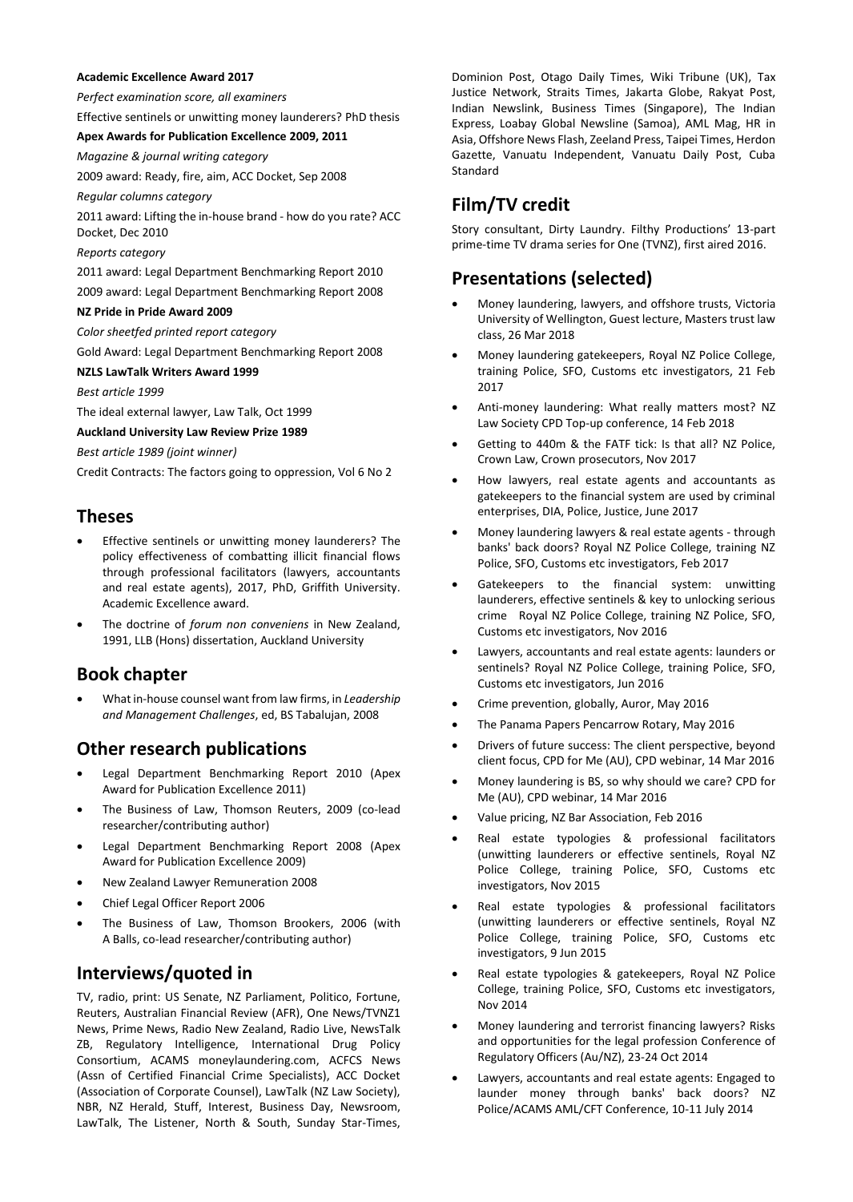**Academic Excellence Award 2017**

*Perfect examination score, all examiners*

Effective sentinels or unwitting money launderers? PhD thesis

**Apex Awards for Publication Excellence 2009, 2011**

*Magazine & journal writing category*

2009 award: Ready, fire, aim, ACC Docket, Sep 2008

*Regular columns category*

2011 award: Lifting the in-house brand - how do you rate? ACC Docket, Dec 2010

*Reports category*

2011 award: Legal Department Benchmarking Report 2010

2009 award: Legal Department Benchmarking Report 2008

**NZ Pride in Pride Award 2009**

*Color sheetfed printed report category*

Gold Award: Legal Department Benchmarking Report 2008

**NZLS LawTalk Writers Award 1999**

*Best article 1999*

The ideal external lawyer, Law Talk, Oct 1999

**Auckland University Law Review Prize 1989**

*Best article 1989 (joint winner)*

Credit Contracts: The factors going to oppression, Vol 6 No 2

## Theses

- Effective sentinels or unwitting money launderers? The policy effectiveness of combatting illicit financial flows through professional facilitators (lawyers, accountants and real estate agents), 2017, PhD, Griffith University. Academic Excellence award.
- The doctrine of *forum non conveniens* in New Zealand, 1991, LLB (Hons) dissertation, Auckland University

## Book chapter

- What in-house counsel want from law firms, in *Leadership and Management Challenges*, ed, BS Tabalujan, 2008

## Other research publications

- Legal Department Benchmarking Report 2010 (Apex Award for Publication Excellence 2011)
- The Business of Law, Thomson Reuters, 2009 (co-lead researcher/contributing author)
- Legal Department Benchmarking Report 2008 (Apex Award for Publication Excellence 2009)
- New Zealand Lawyer Remuneration 2008
- Chief Legal Officer Report 2006
- The Business of Law, Thomson Brookers, 2006 (with A Balls, co-lead researcher/contributing author)

## Interviews/quoted in

TV, radio, print: US Senate, NZ Parliament, Politico, Fortune, Reuters, Australian Financial Review (AFR), One News/TVNZ1 News, Prime News, Radio New Zealand, Radio Live, NewsTalk ZB, Regulatory Intelligence, International Drug Policy Consortium, ACAMS moneylaundering.com, ACFCS News (Assn of Certified Financial Crime Specialists), ACC Docket (Association of Corporate Counsel), LawTalk (NZ Law Society), NBR, NZ Herald, Stuff, Interest, Business Day, Newsroom, LawTalk, The Listener, North & South, Sunday Star-Times, Dominion Post, Otago Daily Times, Wiki Tribune (UK), Tax Justice Network, Straits Times, Jakarta Globe, Rakyat Post, Indian Newslink, Business Times (Singapore), The Indian Express, Loabay Global Newsline (Samoa), AML Mag, HR in Asia, Offshore News Flash, Zeeland Press, Taipei Times, Herdon Gazette, Vanuatu Independent, Vanuatu Daily Post, Cuba Standard

## Film/TV credit

Story consultant, Dirty Laundry. Filthy Productions' 13-part prime-time TV drama series for One (TVNZ), first aired 2016.

## Presentations (selected)

- Money laundering, lawyers, and offshore trusts, Victoria University of Wellington, Guest lecture, Masters trust law class, 26 Mar 2018
- Money laundering gatekeepers, Royal NZ Police College, training Police, SFO, Customs etc investigators, 21 Feb 2017
- Anti-money laundering: What really matters most? NZ Law Society CPD Top-up conference, 14 Feb 2018
- Getting to 440m & the FATF tick: Is that all? NZ Police, Crown Law, Crown prosecutors, Nov 2017
- How lawyers, real estate agents and accountants as gatekeepers to the financial system are used by criminal enterprises, DIA, Police, Justice, June 2017
- Money laundering lawyers & real estate agents - through banks' back doors? Royal NZ Police College, training NZ Police, SFO, Customs etc investigators, Feb 2017
- Gatekeepers to the financial system: unwitting launderers, effective sentinels & key to unlocking serious crime Royal NZ Police College, training NZ Police, SFO, Customs etc investigators, Nov 2016
- Lawyers, accountants and real estate agents: launders or sentinels? Royal NZ Police College, training Police, SFO, Customs etc investigators, Jun 2016
- Crime prevention, globally, Auror, May 2016
- The Panama Papers Pencarrow Rotary, May 2016
- Drivers of future success: The client perspective, beyond client focus, CPD for Me (AU), CPD webinar, 14 Mar 2016
- Money laundering is BS, so why should we care? CPD for Me (AU), CPD webinar, 14 Mar 2016
- Value pricing, NZ Bar Association, Feb 2016
- Real estate typologies & professional facilitators (unwitting launderers or effective sentinels, Royal NZ Police College, training Police, SFO, Customs etc investigators, Nov 2015
- Real estate typologies & professional facilitators (unwitting launderers or effective sentinels, Royal NZ Police College, training Police, SFO, Customs etc investigators, 9 Jun 2015
- Real estate typologies & gatekeepers, Royal NZ Police College, training Police, SFO, Customs etc investigators, Nov 2014
- Money laundering and terrorist financing lawyers? Risks and opportunities for the legal profession Conference of Regulatory Officers (Au/NZ), 23-24 Oct 2014
- Lawyers, accountants and real estate agents: Engaged to launder money through banks' back doors? NZ Police/ACAMS AML/CFT Conference, 10-11 July 2014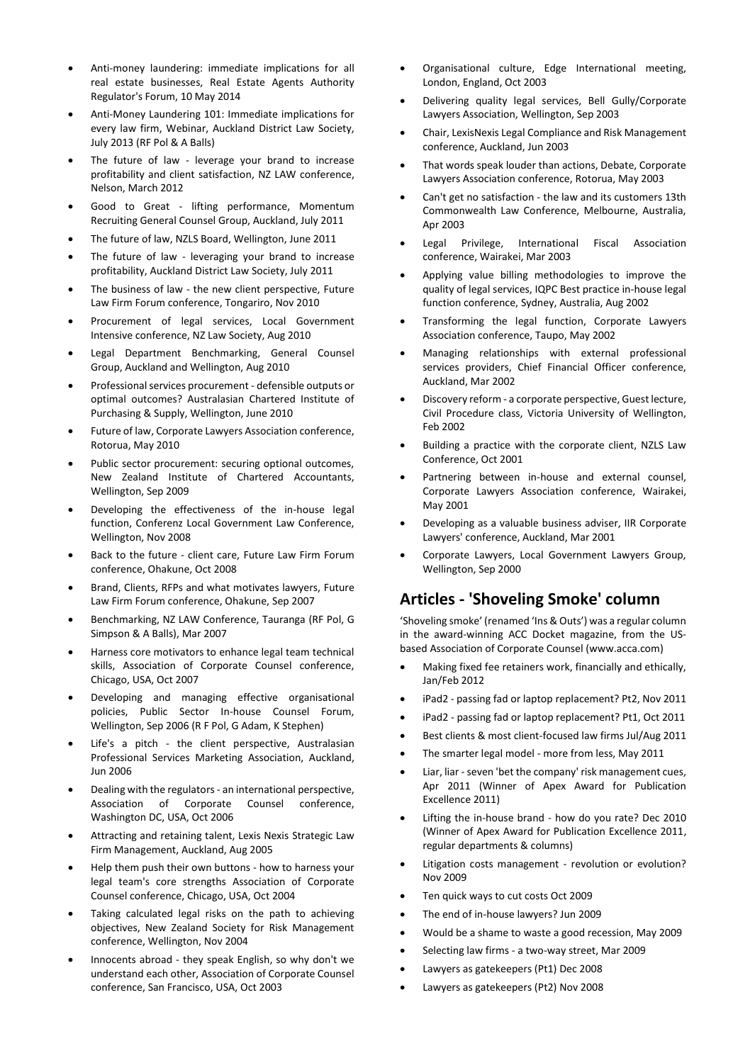- Anti-money laundering: immediate implications for all real estate businesses, Real Estate Agents Authority Regulator's Forum, 10 May 2014
- Anti-Money Laundering 101: Immediate implications for every law firm, Webinar, Auckland District Law Society, July 2013 (RF Pol & A Balls)
- The future of law - leverage your brand to increase profitability and client satisfaction, NZ LAW conference, Nelson, March 2012
- Good to Great - lifting performance, Momentum Recruiting General Counsel Group, Auckland, July 2011
- The future of law, NZLS Board, Wellington, June 2011
- The future of law - leveraging your brand to increase profitability, Auckland District Law Society, July 2011
- The business of law - the new client perspective, Future Law Firm Forum conference, Tongariro, Nov 2010
- Procurement of legal services, Local Government Intensive conference, NZ Law Society, Aug 2010
- Legal Department Benchmarking, General Counsel Group, Auckland and Wellington, Aug 2010
- Professional services procurement - defensible outputs or optimal outcomes? Australasian Chartered Institute of Purchasing & Supply, Wellington, June 2010
- Future of law, Corporate Lawyers Association conference, Rotorua, May 2010
- Public sector procurement: securing optional outcomes, New Zealand Institute of Chartered Accountants, Wellington, Sep 2009
- Developing the effectiveness of the in-house legal function, Conferenz Local Government Law Conference, Wellington, Nov 2008
- Back to the future - client care, Future Law Firm Forum conference, Ohakune, Oct 2008
- Brand, Clients, RFPs and what motivates lawyers, Future Law Firm Forum conference, Ohakune, Sep 2007
- Benchmarking, NZ LAW Conference, Tauranga (RF Pol, G Simpson & A Balls), Mar 2007
- Harness core motivators to enhance legal team technical skills, Association of Corporate Counsel conference, Chicago, USA, Oct 2007
- Developing and managing effective organisational policies, Public Sector In-house Counsel Forum, Wellington, Sep 2006 (R F Pol, G Adam, K Stephen)
- Life's a pitch - the client perspective, Australasian Professional Services Marketing Association, Auckland, Jun 2006
- Dealing with the regulators - an international perspective, Association of Corporate Counsel conference, Washington DC, USA, Oct 2006
- Attracting and retaining talent, Lexis Nexis Strategic Law Firm Management, Auckland, Aug 2005
- Help them push their own buttons - how to harness your legal team's core strengths Association of Corporate Counsel conference, Chicago, USA, Oct 2004
- Taking calculated legal risks on the path to achieving objectives, New Zealand Society for Risk Management conference, Wellington, Nov 2004
- Innocents abroad - they speak English, so why don't we understand each other, Association of Corporate Counsel conference, San Francisco, USA, Oct 2003
- Organisational culture, Edge International meeting, London, England, Oct 2003
- Delivering quality legal services, Bell Gully/Corporate Lawyers Association, Wellington, Sep 2003
- Chair, LexisNexis Legal Compliance and Risk Management conference, Auckland, Jun 2003
- That words speak louder than actions, Debate, Corporate Lawyers Association conference, Rotorua, May 2003
- Can't get no satisfaction - the law and its customers 13th Commonwealth Law Conference, Melbourne, Australia, Apr 2003
- Legal Privilege, International Fiscal Association conference, Wairakei, Mar 2003
- Applying value billing methodologies to improve the quality of legal services, IQPC Best practice in-house legal function conference, Sydney, Australia, Aug 2002
- Transforming the legal function, Corporate Lawyers Association conference, Taupo, May 2002
- Managing relationships with external professional services providers, Chief Financial Officer conference, Auckland, Mar 2002
- Discovery reform - a corporate perspective, Guest lecture, Civil Procedure class, Victoria University of Wellington, Feb 2002
- Building a practice with the corporate client, NZLS Law Conference, Oct 2001
- Partnering between in-house and external counsel, Corporate Lawyers Association conference, Wairakei, May 2001
- Developing as a valuable business adviser, IIR Corporate Lawyers' conference, Auckland, Mar 2001
- Corporate Lawyers, Local Government Lawyers Group, Wellington, Sep 2000

## Articles - 'Shoveling Smoke' column

'Shoveling smoke' (renamed 'Ins & Outs') was a regular column in the award-winning ACC Docket magazine, from the US-based Association of Corporate Counsel (www.acca.com)

- Making fixed fee retainers work, financially and ethically, Jan/Feb 2012
- iPad2 - passing fad or laptop replacement? Pt2, Nov 2011
- iPad2 - passing fad or laptop replacement? Pt1, Oct 2011
- Best clients & most client-focused law firms Jul/Aug 2011
- The smarter legal model - more from less, May 2011
- Liar, liar - seven 'bet the company' risk management cues, Apr 2011 (Winner of Apex Award for Publication Excellence 2011)
- Lifting the in-house brand - how do you rate? Dec 2010 (Winner of Apex Award for Publication Excellence 2011, regular departments & columns)
- Litigation costs management - revolution or evolution? Nov 2009
- Ten quick ways to cut costs Oct 2009
- The end of in-house lawyers? Jun 2009
- Would be a shame to waste a good recession, May 2009
- Selecting law firms - a two-way street, Mar 2009
- Lawyers as gatekeepers (Pt1) Dec 2008
- Lawyers as gatekeepers (Pt2) Nov 2008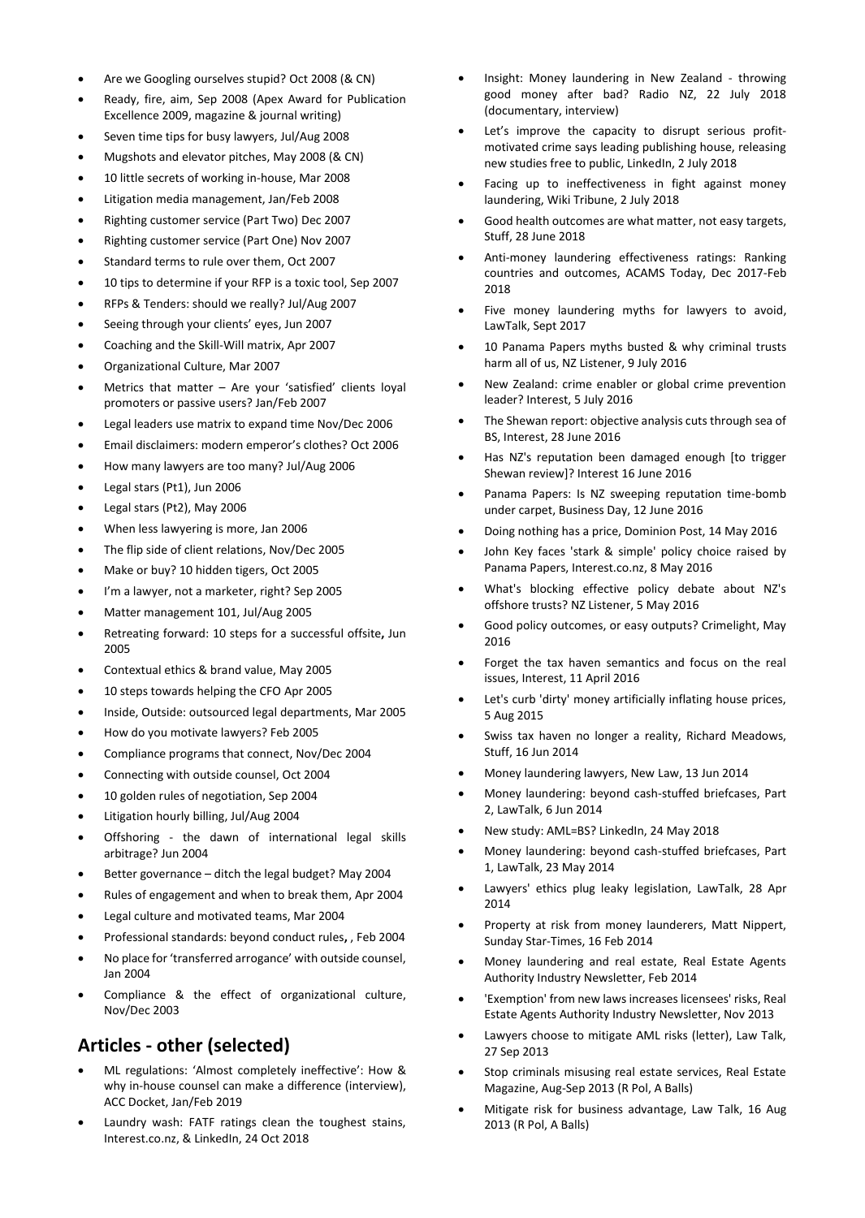- Are we Googling ourselves stupid? Oct 2008 (& CN)
- Ready, fire, aim, Sep 2008 (Apex Award for Publication Excellence 2009, magazine & journal writing)
- Seven time tips for busy lawyers, Jul/Aug 2008
- Mugshots and elevator pitches, May 2008 (& CN)
- 10 little secrets of working in-house, Mar 2008
- Litigation media management, Jan/Feb 2008
- Righting customer service (Part Two) Dec 2007
- Righting customer service (Part One) Nov 2007
- Standard terms to rule over them, Oct 2007
- 10 tips to determine if your RFP is a toxic tool, Sep 2007
- RFPs & Tenders: should we really? Jul/Aug 2007
- Seeing through your clients' eyes, Jun 2007
- Coaching and the Skill-Will matrix, Apr 2007
- Organizational Culture, Mar 2007
- Metrics that matter – Are your 'satisfied' clients loyal promoters or passive users? Jan/Feb 2007
- Legal leaders use matrix to expand time Nov/Dec 2006
- Email disclaimers: modern emperor's clothes? Oct 2006
- How many lawyers are too many? Jul/Aug 2006
- Legal stars (Pt1), Jun 2006
- Legal stars (Pt2), May 2006
- When less lawyering is more, Jan 2006
- The flip side of client relations, Nov/Dec 2005
- Make or buy? 10 hidden tigers, Oct 2005
- I'm a lawyer, not a marketer, right? Sep 2005
- Matter management 101, Jul/Aug 2005
- Retreating forward: 10 steps for a successful offsite**,** Jun 2005
- Contextual ethics & brand value, May 2005
- 10 steps towards helping the CFO Apr 2005
- Inside, Outside: outsourced legal departments, Mar 2005
- How do you motivate lawyers? Feb 2005
- Compliance programs that connect, Nov/Dec 2004
- Connecting with outside counsel, Oct 2004
- 10 golden rules of negotiation, Sep 2004
- Litigation hourly billing, Jul/Aug 2004
- Offshoring - the dawn of international legal skills arbitrage? Jun 2004
- Better governance – ditch the legal budget? May 2004
- Rules of engagement and when to break them, Apr 2004
- Legal culture and motivated teams, Mar 2004
- Professional standards: beyond conduct rules**,** , Feb 2004
- No place for 'transferred arrogance' with outside counsel, Jan 2004
- Compliance & the effect of organizational culture, Nov/Dec 2003

## Articles - other (selected)

- ML regulations: 'Almost completely ineffective': How & why in-house counsel can make a difference (interview), ACC Docket, Jan/Feb 2019
- Laundry wash: FATF ratings clean the toughest stains, Interest.co.nz, & LinkedIn, 24 Oct 2018
- Insight: Money laundering in New Zealand - throwing good money after bad? Radio NZ, 22 July 2018 (documentary, interview)
- Let's improve the capacity to disrupt serious profit-motivated crime says leading publishing house, releasing new studies free to public, LinkedIn, 2 July 2018
- Facing up to ineffectiveness in fight against money laundering, Wiki Tribune, 2 July 2018
- Good health outcomes are what matter, not easy targets, Stuff, 28 June 2018
- Anti-money laundering effectiveness ratings: Ranking countries and outcomes, ACAMS Today, Dec 2017-Feb 2018
- Five money laundering myths for lawyers to avoid, LawTalk, Sept 2017
- 10 Panama Papers myths busted & why criminal trusts harm all of us, NZ Listener, 9 July 2016
- New Zealand: crime enabler or global crime prevention leader? Interest, 5 July 2016
- The Shewan report: objective analysis cuts through sea of BS, Interest, 28 June 2016
- Has NZ's reputation been damaged enough [to trigger Shewan review]? Interest 16 June 2016
- Panama Papers: Is NZ sweeping reputation time-bomb under carpet, Business Day, 12 June 2016
- Doing nothing has a price, Dominion Post, 14 May 2016
- John Key faces 'stark & simple' policy choice raised by Panama Papers, Interest.co.nz, 8 May 2016
- What's blocking effective policy debate about NZ's offshore trusts? NZ Listener, 5 May 2016
- Good policy outcomes, or easy outputs? Crimelight, May 2016
- Forget the tax haven semantics and focus on the real issues, Interest, 11 April 2016
- Let's curb 'dirty' money artificially inflating house prices, 5 Aug 2015
- Swiss tax haven no longer a reality, Richard Meadows, Stuff, 16 Jun 2014
- Money laundering lawyers, New Law, 13 Jun 2014
- Money laundering: beyond cash-stuffed briefcases, Part 2, LawTalk, 6 Jun 2014
- New study: AML=BS? LinkedIn, 24 May 2018
- Money laundering: beyond cash-stuffed briefcases, Part 1, LawTalk, 23 May 2014
- Lawyers' ethics plug leaky legislation, LawTalk, 28 Apr 2014
- Property at risk from money launderers, Matt Nippert, Sunday Star-Times, 16 Feb 2014
- Money laundering and real estate, Real Estate Agents Authority Industry Newsletter, Feb 2014
- 'Exemption' from new laws increases licensees' risks, Real Estate Agents Authority Industry Newsletter, Nov 2013
- Lawyers choose to mitigate AML risks (letter), Law Talk, 27 Sep 2013
- Stop criminals misusing real estate services, Real Estate Magazine, Aug-Sep 2013 (R Pol, A Balls)
- Mitigate risk for business advantage, Law Talk, 16 Aug 2013 (R Pol, A Balls)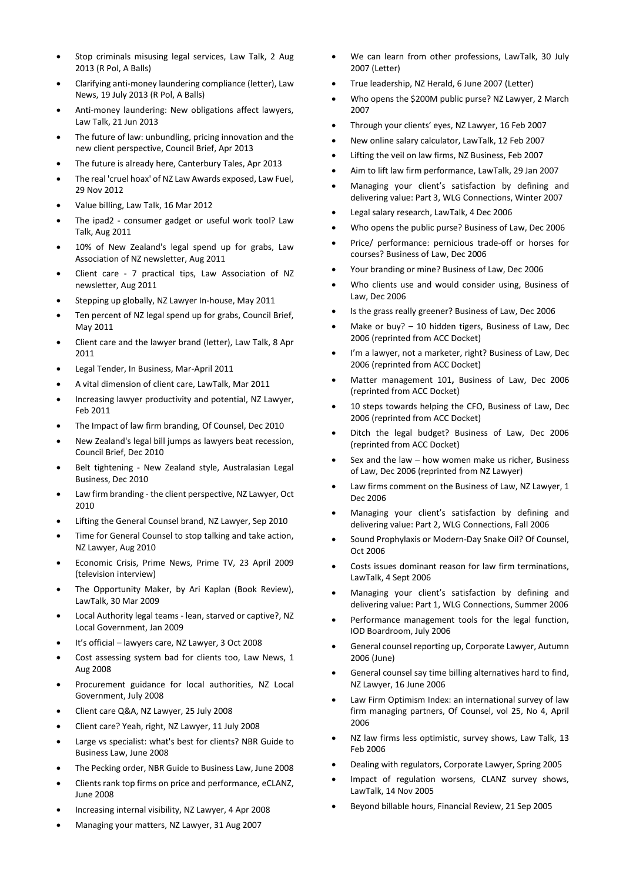- Stop criminals misusing legal services, Law Talk, 2 Aug 2013 (R Pol, A Balls)
- Clarifying anti-money laundering compliance (letter), Law News, 19 July 2013 (R Pol, A Balls)
- Anti-money laundering: New obligations affect lawyers, Law Talk, 21 Jun 2013
- The future of law: unbundling, pricing innovation and the new client perspective, Council Brief, Apr 2013
- The future is already here, Canterbury Tales, Apr 2013
- The real 'cruel hoax' of NZ Law Awards exposed, Law Fuel, 29 Nov 2012
- Value billing, Law Talk, 16 Mar 2012
- The ipad2 - consumer gadget or useful work tool? Law Talk, Aug 2011
- 10% of New Zealand's legal spend up for grabs, Law Association of NZ newsletter, Aug 2011
- Client care - 7 practical tips, Law Association of NZ newsletter, Aug 2011
- Stepping up globally, NZ Lawyer In-house, May 2011
- Ten percent of NZ legal spend up for grabs, Council Brief, May 2011
- Client care and the lawyer brand (letter), Law Talk, 8 Apr 2011
- Legal Tender, In Business, Mar-April 2011
- A vital dimension of client care, LawTalk, Mar 2011
- Increasing lawyer productivity and potential, NZ Lawyer, Feb 2011
- The Impact of law firm branding, Of Counsel, Dec 2010
- New Zealand's legal bill jumps as lawyers beat recession, Council Brief, Dec 2010
- Belt tightening - New Zealand style, Australasian Legal Business, Dec 2010
- Law firm branding - the client perspective, NZ Lawyer, Oct 2010
- Lifting the General Counsel brand, NZ Lawyer, Sep 2010
- Time for General Counsel to stop talking and take action, NZ Lawyer, Aug 2010
- Economic Crisis, Prime News, Prime TV, 23 April 2009 (television interview)
- The Opportunity Maker, by Ari Kaplan (Book Review), LawTalk, 30 Mar 2009
- Local Authority legal teams - lean, starved or captive?, NZ Local Government, Jan 2009
- It's official – lawyers care, NZ Lawyer, 3 Oct 2008
- Cost assessing system bad for clients too, Law News, 1 Aug 2008
- Procurement guidance for local authorities, NZ Local Government, July 2008
- Client care Q&A, NZ Lawyer, 25 July 2008
- Client care? Yeah, right, NZ Lawyer, 11 July 2008
- Large vs specialist: what's best for clients? NBR Guide to Business Law, June 2008
- The Pecking order, NBR Guide to Business Law, June 2008
- Clients rank top firms on price and performance, eCLANZ, June 2008
- Increasing internal visibility, NZ Lawyer, 4 Apr 2008
- Managing your matters, NZ Lawyer, 31 Aug 2007
- We can learn from other professions, LawTalk, 30 July 2007 (Letter)
- True leadership, NZ Herald, 6 June 2007 (Letter)
- Who opens the $200M public purse? NZ Lawyer, 2 March 2007
- Through your clients' eyes, NZ Lawyer, 16 Feb 2007
- New online salary calculator, LawTalk, 12 Feb 2007
- Lifting the veil on law firms, NZ Business, Feb 2007
- Aim to lift law firm performance, LawTalk, 29 Jan 2007
- Managing your client's satisfaction by defining and delivering value: Part 3, WLG Connections, Winter 2007
- Legal salary research, LawTalk, 4 Dec 2006
- Who opens the public purse? Business of Law, Dec 2006
- Price/ performance: pernicious trade-off or horses for courses? Business of Law, Dec 2006
- Your branding or mine? Business of Law, Dec 2006
- Who clients use and would consider using, Business of Law, Dec 2006
- Is the grass really greener? Business of Law, Dec 2006
- Make or buy? – 10 hidden tigers, Business of Law, Dec 2006 (reprinted from ACC Docket)
- I'm a lawyer, not a marketer, right? Business of Law, Dec 2006 (reprinted from ACC Docket)
- Matter management 101**,** Business of Law, Dec 2006 (reprinted from ACC Docket)
- 10 steps towards helping the CFO, Business of Law, Dec 2006 (reprinted from ACC Docket)
- Ditch the legal budget? Business of Law, Dec 2006 (reprinted from ACC Docket)
- Sex and the law – how women make us richer, Business of Law, Dec 2006 (reprinted from NZ Lawyer)
- Law firms comment on the Business of Law, NZ Lawyer, 1 Dec 2006
- Managing your client's satisfaction by defining and delivering value: Part 2, WLG Connections, Fall 2006
- Sound Prophylaxis or Modern-Day Snake Oil? Of Counsel, Oct 2006
- Costs issues dominant reason for law firm terminations, LawTalk, 4 Sept 2006
- Managing your client's satisfaction by defining and delivering value: Part 1, WLG Connections, Summer 2006
- Performance management tools for the legal function, IOD Boardroom, July 2006
- General counsel reporting up, Corporate Lawyer, Autumn 2006 (June)
- General counsel say time billing alternatives hard to find, NZ Lawyer, 16 June 2006
- Law Firm Optimism Index: an international survey of law firm managing partners, Of Counsel, vol 25, No 4, April 2006
- NZ law firms less optimistic, survey shows, Law Talk, 13 Feb 2006
- Dealing with regulators, Corporate Lawyer, Spring 2005
- Impact of regulation worsens, CLANZ survey shows, LawTalk, 14 Nov 2005
- Beyond billable hours, Financial Review, 21 Sep 2005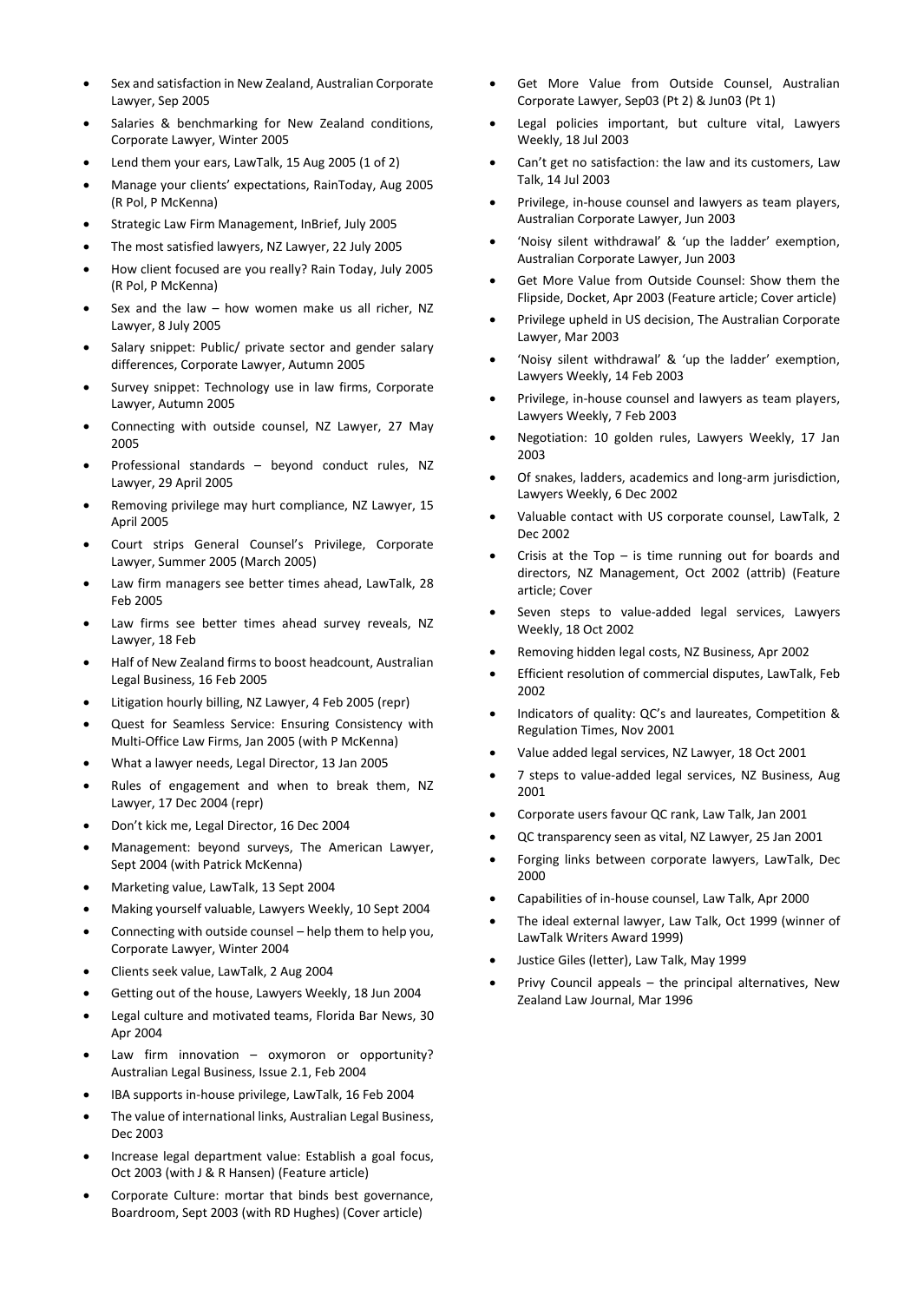- Sex and satisfaction in New Zealand, Australian Corporate Lawyer, Sep 2005
- Salaries & benchmarking for New Zealand conditions, Corporate Lawyer, Winter 2005
- Lend them your ears, LawTalk, 15 Aug 2005 (1 of 2)
- Manage your clients' expectations, RainToday, Aug 2005 (R Pol, P McKenna)
- Strategic Law Firm Management, InBrief, July 2005
- The most satisfied lawyers, NZ Lawyer, 22 July 2005
- How client focused are you really? Rain Today, July 2005 (R Pol, P McKenna)
- Sex and the law – how women make us all richer, NZ Lawyer, 8 July 2005
- Salary snippet: Public/ private sector and gender salary differences, Corporate Lawyer, Autumn 2005
- Survey snippet: Technology use in law firms, Corporate Lawyer, Autumn 2005
- Connecting with outside counsel, NZ Lawyer, 27 May 2005
- Professional standards – beyond conduct rules, NZ Lawyer, 29 April 2005
- Removing privilege may hurt compliance, NZ Lawyer, 15 April 2005
- Court strips General Counsel's Privilege, Corporate Lawyer, Summer 2005 (March 2005)
- Law firm managers see better times ahead, LawTalk, 28 Feb 2005
- Law firms see better times ahead survey reveals, NZ Lawyer, 18 Feb
- Half of New Zealand firms to boost headcount, Australian Legal Business, 16 Feb 2005
- Litigation hourly billing, NZ Lawyer, 4 Feb 2005 (repr)
- Quest for Seamless Service: Ensuring Consistency with Multi-Office Law Firms, Jan 2005 (with P McKenna)
- What a lawyer needs, Legal Director, 13 Jan 2005
- Rules of engagement and when to break them, NZ Lawyer, 17 Dec 2004 (repr)
- Don't kick me, Legal Director, 16 Dec 2004
- Management: beyond surveys, The American Lawyer, Sept 2004 (with Patrick McKenna)
- Marketing value, LawTalk, 13 Sept 2004
- Making yourself valuable, Lawyers Weekly, 10 Sept 2004
- Connecting with outside counsel – help them to help you, Corporate Lawyer, Winter 2004
- Clients seek value, LawTalk, 2 Aug 2004
- Getting out of the house, Lawyers Weekly, 18 Jun 2004
- Legal culture and motivated teams, Florida Bar News, 30 Apr 2004
- Law firm innovation – oxymoron or opportunity? Australian Legal Business, Issue 2.1, Feb 2004
- IBA supports in-house privilege, LawTalk, 16 Feb 2004
- The value of international links, Australian Legal Business, Dec 2003
- Increase legal department value: Establish a goal focus, Oct 2003 (with J & R Hansen) (Feature article)
- Corporate Culture: mortar that binds best governance, Boardroom, Sept 2003 (with RD Hughes) (Cover article)
- Get More Value from Outside Counsel, Australian Corporate Lawyer, Sep03 (Pt 2) & Jun03 (Pt 1)
- Legal policies important, but culture vital, Lawyers Weekly, 18 Jul 2003
- Can't get no satisfaction: the law and its customers, Law Talk, 14 Jul 2003
- Privilege, in-house counsel and lawyers as team players, Australian Corporate Lawyer, Jun 2003
- 'Noisy silent withdrawal' & 'up the ladder' exemption, Australian Corporate Lawyer, Jun 2003
- Get More Value from Outside Counsel: Show them the Flipside, Docket, Apr 2003 (Feature article; Cover article)
- Privilege upheld in US decision, The Australian Corporate Lawyer, Mar 2003
- 'Noisy silent withdrawal' & 'up the ladder' exemption, Lawyers Weekly, 14 Feb 2003
- Privilege, in-house counsel and lawyers as team players, Lawyers Weekly, 7 Feb 2003
- Negotiation: 10 golden rules, Lawyers Weekly, 17 Jan 2003
- Of snakes, ladders, academics and long-arm jurisdiction, Lawyers Weekly, 6 Dec 2002
- Valuable contact with US corporate counsel, LawTalk, 2 Dec 2002
- Crisis at the Top – is time running out for boards and directors, NZ Management, Oct 2002 (attrib) (Feature article; Cover
- Seven steps to value-added legal services, Lawyers Weekly, 18 Oct 2002
- Removing hidden legal costs, NZ Business, Apr 2002
- Efficient resolution of commercial disputes, LawTalk, Feb 2002
- Indicators of quality: QC's and laureates, Competition & Regulation Times, Nov 2001
- Value added legal services, NZ Lawyer, 18 Oct 2001
- 7 steps to value-added legal services, NZ Business, Aug 2001
- Corporate users favour QC rank, Law Talk, Jan 2001
- QC transparency seen as vital, NZ Lawyer, 25 Jan 2001
- Forging links between corporate lawyers, LawTalk, Dec 2000
- Capabilities of in-house counsel, Law Talk, Apr 2000
- The ideal external lawyer, Law Talk, Oct 1999 (winner of LawTalk Writers Award 1999)
- Justice Giles (letter), Law Talk, May 1999
- Privy Council appeals – the principal alternatives, New Zealand Law Journal, Mar 1996